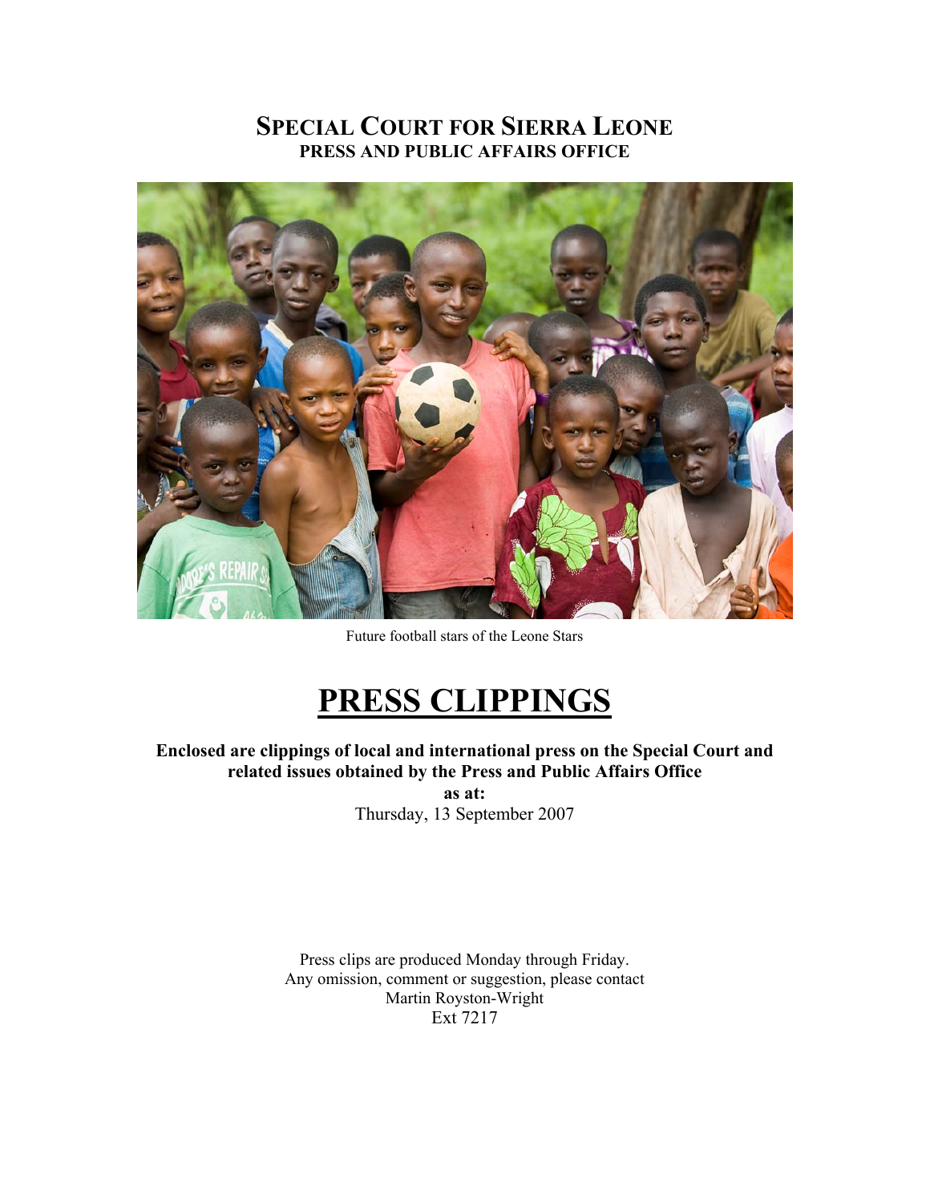# SPECIAL COURT FOR SIERRA LEONE

## PRESS AND PUBLIC AFFAIRS OFFICE

Future football stars of the Leone Stars

# PRESS CLIPPINGS

**Enclosed are clippings of local and international press on the Special Court and related issues obtained by the Press and Public Affairs Office**

**as at:**

Thursday, 13 September 2007

Press clips are produced Monday through Friday.
Any omission, comment or suggestion, please contact
Martin Royston-Wright
Ext 7217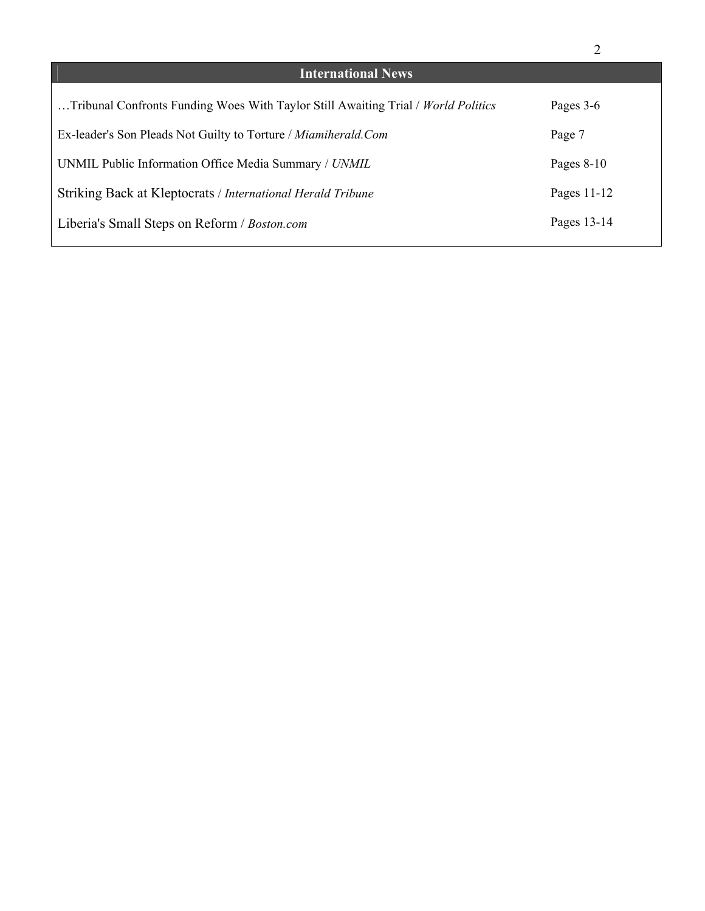## International News

| | |
|---|---|
| …Tribunal Confronts Funding Woes With Taylor Still Awaiting Trial / *World Politics* | Pages 3-6 |
| Ex-leader's Son Pleads Not Guilty to Torture / *Miamiherald.Com* | Page 7 |
| UNMIL Public Information Office Media Summary / *UNMIL* | Pages 8-10 |
| Striking Back at Kleptocrats / *International Herald Tribune* | Pages 11-12 |
| Liberia's Small Steps on Reform / *Boston.com* | Pages 13-14 |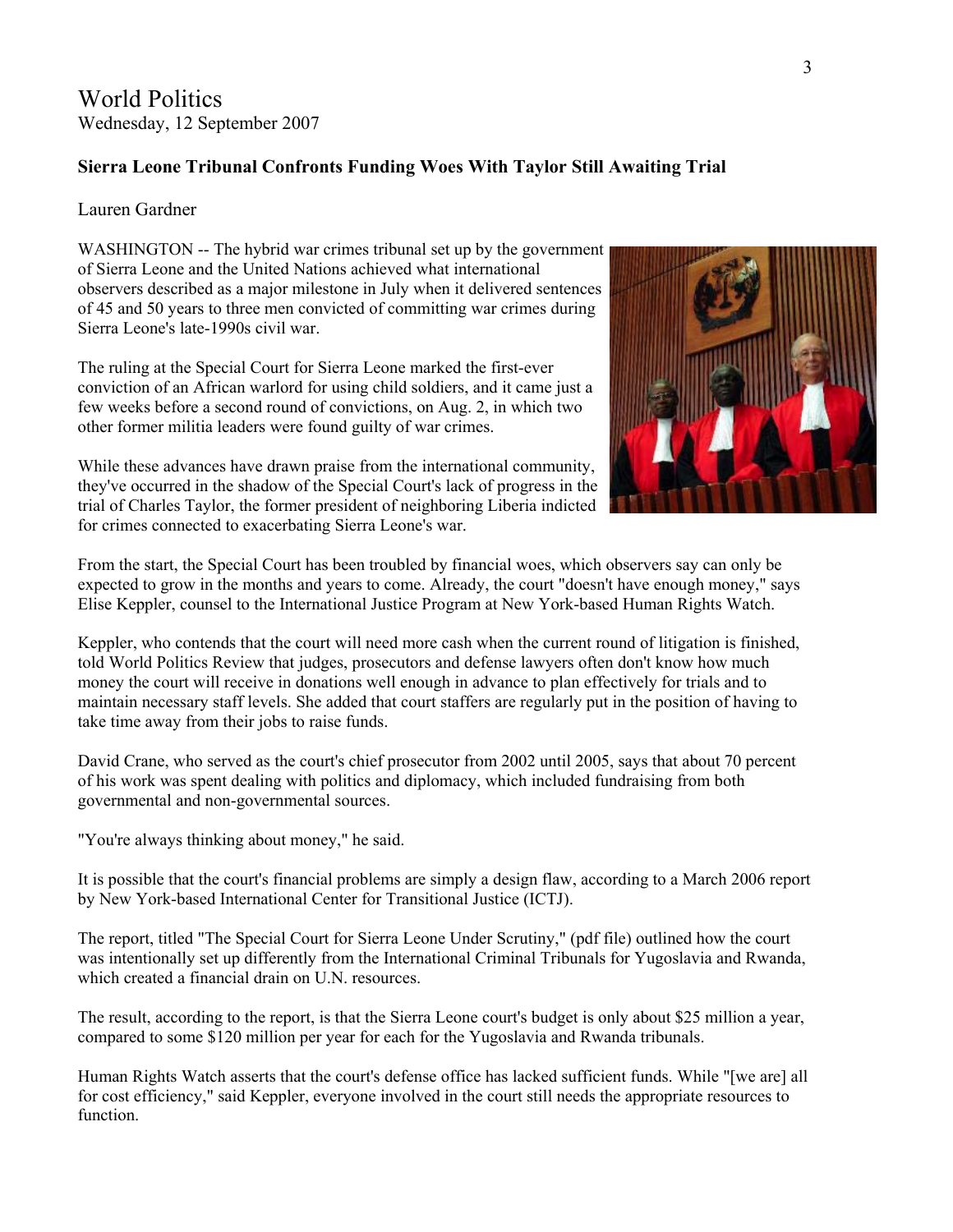# World Politics

Wednesday, 12 September 2007

**Sierra Leone Tribunal Confronts Funding Woes With Taylor Still Awaiting Trial**

Lauren Gardner

WASHINGTON -- The hybrid war crimes tribunal set up by the government of Sierra Leone and the United Nations achieved what international observers described as a major milestone in July when it delivered sentences of 45 and 50 years to three men convicted of committing war crimes during Sierra Leone's late-1990s civil war.

The ruling at the Special Court for Sierra Leone marked the first-ever conviction of an African warlord for using child soldiers, and it came just a few weeks before a second round of convictions, on Aug. 2, in which two other former militia leaders were found guilty of war crimes.

While these advances have drawn praise from the international community, they've occurred in the shadow of the Special Court's lack of progress in the trial of Charles Taylor, the former president of neighboring Liberia indicted for crimes connected to exacerbating Sierra Leone's war.

From the start, the Special Court has been troubled by financial woes, which observers say can only be expected to grow in the months and years to come. Already, the court "doesn't have enough money," says Elise Keppler, counsel to the International Justice Program at New York-based Human Rights Watch.

Keppler, who contends that the court will need more cash when the current round of litigation is finished, told World Politics Review that judges, prosecutors and defense lawyers often don't know how much money the court will receive in donations well enough in advance to plan effectively for trials and to maintain necessary staff levels. She added that court staffers are regularly put in the position of having to take time away from their jobs to raise funds.

David Crane, who served as the court's chief prosecutor from 2002 until 2005, says that about 70 percent of his work was spent dealing with politics and diplomacy, which included fundraising from both governmental and non-governmental sources.

"You're always thinking about money," he said.

It is possible that the court's financial problems are simply a design flaw, according to a March 2006 report by New York-based International Center for Transitional Justice (ICTJ).

The report, titled "The Special Court for Sierra Leone Under Scrutiny," (pdf file) outlined how the court was intentionally set up differently from the International Criminal Tribunals for Yugoslavia and Rwanda, which created a financial drain on U.N. resources.

The result, according to the report, is that the Sierra Leone court's budget is only about $25 million a year, compared to some $120 million per year for each for the Yugoslavia and Rwanda tribunals.

Human Rights Watch asserts that the court's defense office has lacked sufficient funds. While "[we are] all for cost efficiency," said Keppler, everyone involved in the court still needs the appropriate resources to function.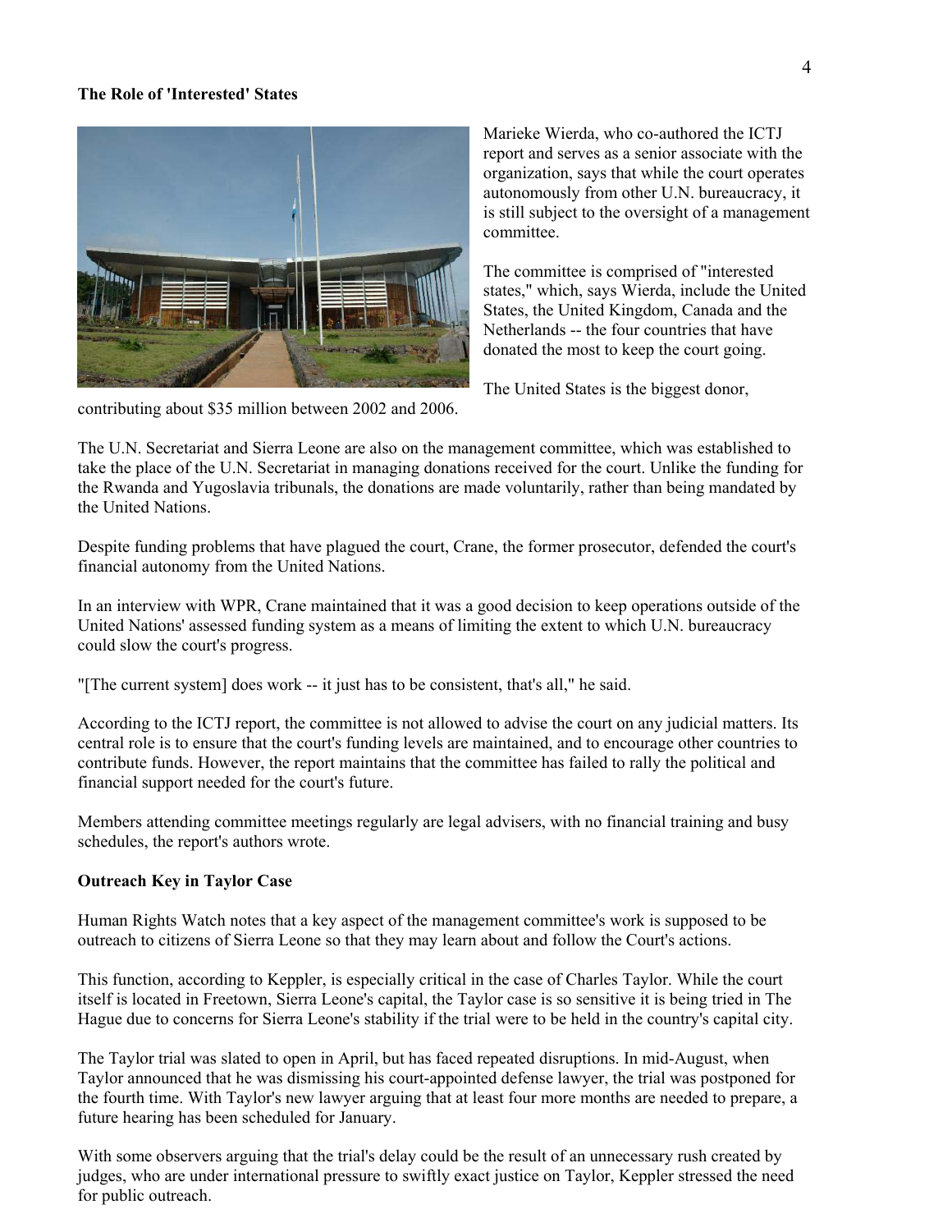**The Role of 'Interested' States**

Marieke Wierda, who co-authored the ICTJ report and serves as a senior associate with the organization, says that while the court operates autonomously from other U.N. bureaucracy, it is still subject to the oversight of a management committee.

The committee is comprised of "interested states," which, says Wierda, include the United States, the United Kingdom, Canada and the Netherlands -- the four countries that have donated the most to keep the court going.

The United States is the biggest donor, contributing about $35 million between 2002 and 2006.

The U.N. Secretariat and Sierra Leone are also on the management committee, which was established to take the place of the U.N. Secretariat in managing donations received for the court. Unlike the funding for the Rwanda and Yugoslavia tribunals, the donations are made voluntarily, rather than being mandated by the United Nations.

Despite funding problems that have plagued the court, Crane, the former prosecutor, defended the court's financial autonomy from the United Nations.

In an interview with WPR, Crane maintained that it was a good decision to keep operations outside of the United Nations' assessed funding system as a means of limiting the extent to which U.N. bureaucracy could slow the court's progress.

"[The current system] does work -- it just has to be consistent, that's all," he said.

According to the ICTJ report, the committee is not allowed to advise the court on any judicial matters. Its central role is to ensure that the court's funding levels are maintained, and to encourage other countries to contribute funds. However, the report maintains that the committee has failed to rally the political and financial support needed for the court's future.

Members attending committee meetings regularly are legal advisers, with no financial training and busy schedules, the report's authors wrote.

**Outreach Key in Taylor Case**

Human Rights Watch notes that a key aspect of the management committee's work is supposed to be outreach to citizens of Sierra Leone so that they may learn about and follow the Court's actions.

This function, according to Keppler, is especially critical in the case of Charles Taylor. While the court itself is located in Freetown, Sierra Leone's capital, the Taylor case is so sensitive it is being tried in The Hague due to concerns for Sierra Leone's stability if the trial were to be held in the country's capital city.

The Taylor trial was slated to open in April, but has faced repeated disruptions. In mid-August, when Taylor announced that he was dismissing his court-appointed defense lawyer, the trial was postponed for the fourth time. With Taylor's new lawyer arguing that at least four more months are needed to prepare, a future hearing has been scheduled for January.

With some observers arguing that the trial's delay could be the result of an unnecessary rush created by judges, who are under international pressure to swiftly exact justice on Taylor, Keppler stressed the need for public outreach.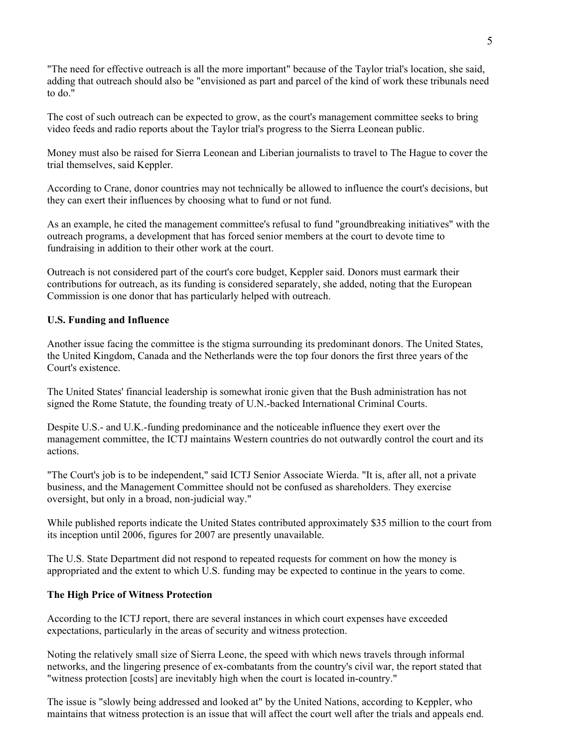"The need for effective outreach is all the more important" because of the Taylor trial's location, she said, adding that outreach should also be "envisioned as part and parcel of the kind of work these tribunals need to do."

The cost of such outreach can be expected to grow, as the court's management committee seeks to bring video feeds and radio reports about the Taylor trial's progress to the Sierra Leonean public.

Money must also be raised for Sierra Leonean and Liberian journalists to travel to The Hague to cover the trial themselves, said Keppler.

According to Crane, donor countries may not technically be allowed to influence the court's decisions, but they can exert their influences by choosing what to fund or not fund.

As an example, he cited the management committee's refusal to fund "groundbreaking initiatives" with the outreach programs, a development that has forced senior members at the court to devote time to fundraising in addition to their other work at the court.

Outreach is not considered part of the court's core budget, Keppler said. Donors must earmark their contributions for outreach, as its funding is considered separately, she added, noting that the European Commission is one donor that has particularly helped with outreach.

**U.S. Funding and Influence**

Another issue facing the committee is the stigma surrounding its predominant donors. The United States, the United Kingdom, Canada and the Netherlands were the top four donors the first three years of the Court's existence.

The United States' financial leadership is somewhat ironic given that the Bush administration has not signed the Rome Statute, the founding treaty of U.N.-backed International Criminal Courts.

Despite U.S.- and U.K.-funding predominance and the noticeable influence they exert over the management committee, the ICTJ maintains Western countries do not outwardly control the court and its actions.

"The Court's job is to be independent," said ICTJ Senior Associate Wierda. "It is, after all, not a private business, and the Management Committee should not be confused as shareholders. They exercise oversight, but only in a broad, non-judicial way."

While published reports indicate the United States contributed approximately $35 million to the court from its inception until 2006, figures for 2007 are presently unavailable.

The U.S. State Department did not respond to repeated requests for comment on how the money is appropriated and the extent to which U.S. funding may be expected to continue in the years to come.

**The High Price of Witness Protection**

According to the ICTJ report, there are several instances in which court expenses have exceeded expectations, particularly in the areas of security and witness protection.

Noting the relatively small size of Sierra Leone, the speed with which news travels through informal networks, and the lingering presence of ex-combatants from the country's civil war, the report stated that "witness protection [costs] are inevitably high when the court is located in-country."

The issue is "slowly being addressed and looked at" by the United Nations, according to Keppler, who maintains that witness protection is an issue that will affect the court well after the trials and appeals end.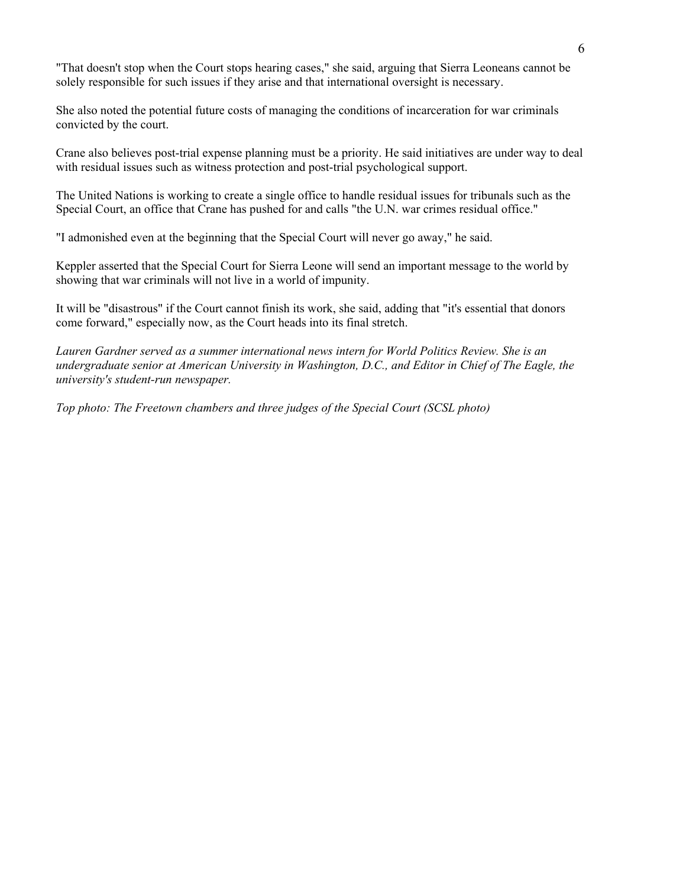"That doesn't stop when the Court stops hearing cases," she said, arguing that Sierra Leoneans cannot be solely responsible for such issues if they arise and that international oversight is necessary.

She also noted the potential future costs of managing the conditions of incarceration for war criminals convicted by the court.

Crane also believes post-trial expense planning must be a priority. He said initiatives are under way to deal with residual issues such as witness protection and post-trial psychological support.

The United Nations is working to create a single office to handle residual issues for tribunals such as the Special Court, an office that Crane has pushed for and calls "the U.N. war crimes residual office."

"I admonished even at the beginning that the Special Court will never go away," he said.

Keppler asserted that the Special Court for Sierra Leone will send an important message to the world by showing that war criminals will not live in a world of impunity.

It will be "disastrous" if the Court cannot finish its work, she said, adding that "it's essential that donors come forward," especially now, as the Court heads into its final stretch.

*Lauren Gardner served as a summer international news intern for World Politics Review. She is an undergraduate senior at American University in Washington, D.C., and Editor in Chief of The Eagle, the university's student-run newspaper.*

*Top photo: The Freetown chambers and three judges of the Special Court (SCSL photo)*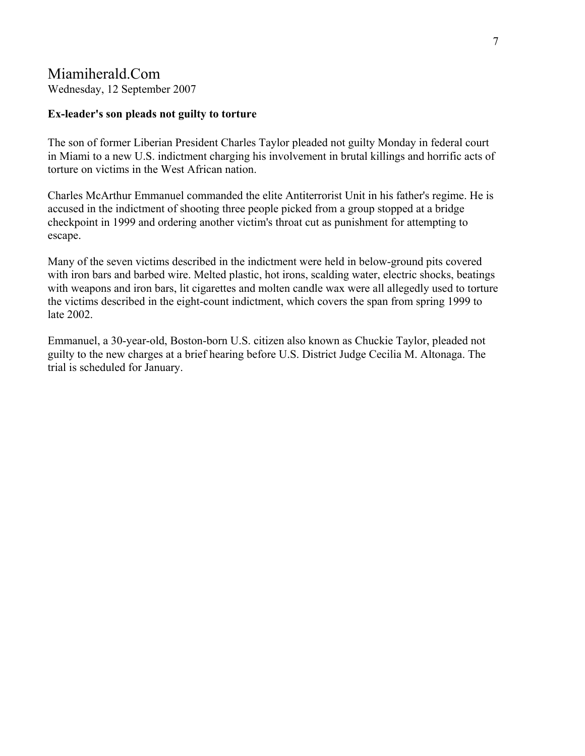# Miamiherald.Com

Wednesday, 12 September 2007

**Ex-leader's son pleads not guilty to torture**

The son of former Liberian President Charles Taylor pleaded not guilty Monday in federal court in Miami to a new U.S. indictment charging his involvement in brutal killings and horrific acts of torture on victims in the West African nation.

Charles McArthur Emmanuel commanded the elite Antiterrorist Unit in his father's regime. He is accused in the indictment of shooting three people picked from a group stopped at a bridge checkpoint in 1999 and ordering another victim's throat cut as punishment for attempting to escape.

Many of the seven victims described in the indictment were held in below-ground pits covered with iron bars and barbed wire. Melted plastic, hot irons, scalding water, electric shocks, beatings with weapons and iron bars, lit cigarettes and molten candle wax were all allegedly used to torture the victims described in the eight-count indictment, which covers the span from spring 1999 to late 2002.

Emmanuel, a 30-year-old, Boston-born U.S. citizen also known as Chuckie Taylor, pleaded not guilty to the new charges at a brief hearing before U.S. District Judge Cecilia M. Altonaga. The trial is scheduled for January.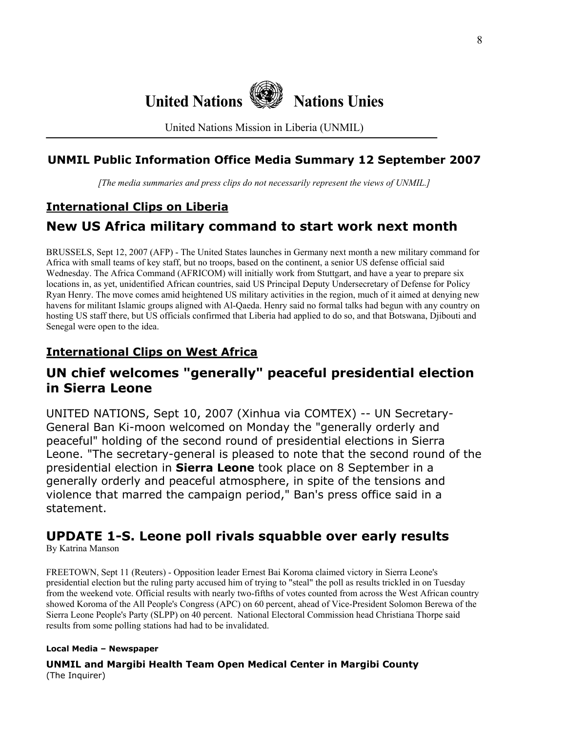# United Nations    Nations Unies

United Nations Mission in Liberia (UNMIL)

## UNMIL Public Information Office Media Summary 12 September 2007

*[The media summaries and press clips do not necessarily represent the views of UNMIL.]*

## International Clips on Liberia

# New US Africa military command to start work next month

BRUSSELS, Sept 12, 2007 (AFP) - The United States launches in Germany next month a new military command for Africa with small teams of key staff, but no troops, based on the continent, a senior US defense official said Wednesday. The Africa Command (AFRICOM) will initially work from Stuttgart, and have a year to prepare six locations in, as yet, unidentified African countries, said US Principal Deputy Undersecretary of Defense for Policy Ryan Henry. The move comes amid heightened US military activities in the region, much of it aimed at denying new havens for militant Islamic groups aligned with Al-Qaeda. Henry said no formal talks had begun with any country on hosting US staff there, but US officials confirmed that Liberia had applied to do so, and that Botswana, Djibouti and Senegal were open to the idea.

## International Clips on West Africa

# UN chief welcomes "generally" peaceful presidential election in Sierra Leone

UNITED NATIONS, Sept 10, 2007 (Xinhua via COMTEX) -- UN Secretary-General Ban Ki-moon welcomed on Monday the "generally orderly and peaceful" holding of the second round of presidential elections in Sierra Leone. "The secretary-general is pleased to note that the second round of the presidential election in **Sierra Leone** took place on 8 September in a generally orderly and peaceful atmosphere, in spite of the tensions and violence that marred the campaign period," Ban's press office said in a statement.

# UPDATE 1-S. Leone poll rivals squabble over early results

By Katrina Manson

FREETOWN, Sept 11 (Reuters) - Opposition leader Ernest Bai Koroma claimed victory in Sierra Leone's presidential election but the ruling party accused him of trying to "steal" the poll as results trickled in on Tuesday from the weekend vote. Official results with nearly two-fifths of votes counted from across the West African country showed Koroma of the All People's Congress (APC) on 60 percent, ahead of Vice-President Solomon Berewa of the Sierra Leone People's Party (SLPP) on 40 percent. National Electoral Commission head Christiana Thorpe said results from some polling stations had had to be invalidated.

#### Local Media – Newspaper

**UNMIL and Margibi Health Team Open Medical Center in Margibi County**
(The Inquirer)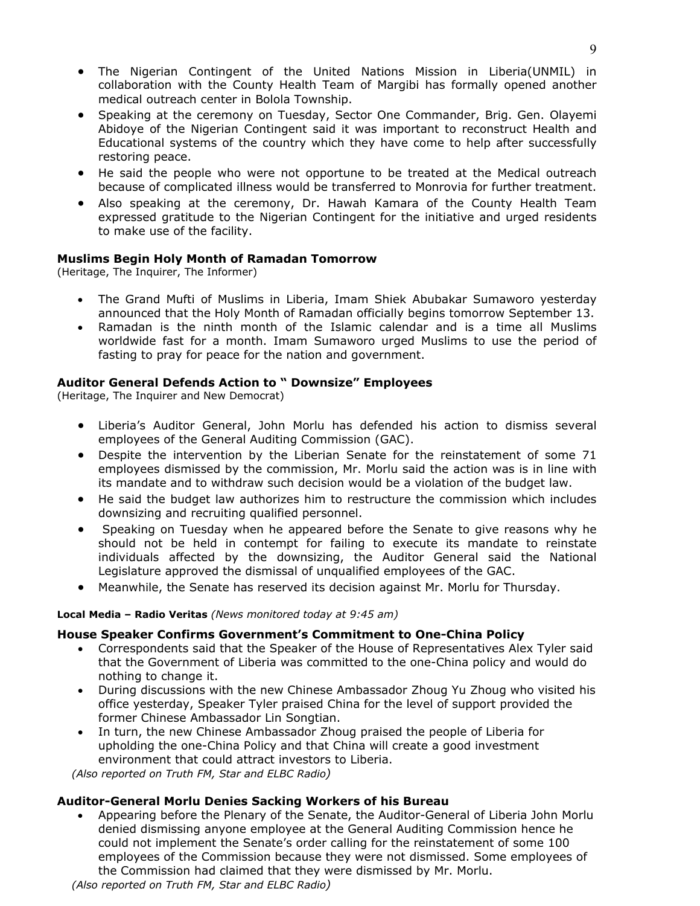- The Nigerian Contingent of the United Nations Mission in Liberia(UNMIL) in collaboration with the County Health Team of Margibi has formally opened another medical outreach center in Bolola Township.
- Speaking at the ceremony on Tuesday, Sector One Commander, Brig. Gen. Olayemi Abidoye of the Nigerian Contingent said it was important to reconstruct Health and Educational systems of the country which they have come to help after successfully restoring peace.
- He said the people who were not opportune to be treated at the Medical outreach because of complicated illness would be transferred to Monrovia for further treatment.
- Also speaking at the ceremony, Dr. Hawah Kamara of the County Health Team expressed gratitude to the Nigerian Contingent for the initiative and urged residents to make use of the facility.

**Muslims Begin Holy Month of Ramadan Tomorrow**
(Heritage, The Inquirer, The Informer)

- The Grand Mufti of Muslims in Liberia, Imam Shiek Abubakar Sumaworo yesterday announced that the Holy Month of Ramadan officially begins tomorrow September 13.
- Ramadan is the ninth month of the Islamic calendar and is a time all Muslims worldwide fast for a month. Imam Sumaworo urged Muslims to use the period of fasting to pray for peace for the nation and government.

**Auditor General Defends Action to " Downsize" Employees**
(Heritage, The Inquirer and New Democrat)

- Liberia's Auditor General, John Morlu has defended his action to dismiss several employees of the General Auditing Commission (GAC).
- Despite the intervention by the Liberian Senate for the reinstatement of some 71 employees dismissed by the commission, Mr. Morlu said the action was is in line with its mandate and to withdraw such decision would be a violation of the budget law.
- He said the budget law authorizes him to restructure the commission which includes downsizing and recruiting qualified personnel.
- Speaking on Tuesday when he appeared before the Senate to give reasons why he should not be held in contempt for failing to execute its mandate to reinstate individuals affected by the downsizing, the Auditor General said the National Legislature approved the dismissal of unqualified employees of the GAC.
- Meanwhile, the Senate has reserved its decision against Mr. Morlu for Thursday.

**Local Media – Radio Veritas** *(News monitored today at 9:45 am)*

**House Speaker Confirms Government's Commitment to One-China Policy**

- Correspondents said that the Speaker of the House of Representatives Alex Tyler said that the Government of Liberia was committed to the one-China policy and would do nothing to change it.
- During discussions with the new Chinese Ambassador Zhoug Yu Zhoug who visited his office yesterday, Speaker Tyler praised China for the level of support provided the former Chinese Ambassador Lin Songtian.
- In turn, the new Chinese Ambassador Zhoug praised the people of Liberia for upholding the one-China Policy and that China will create a good investment environment that could attract investors to Liberia.

*(Also reported on Truth FM, Star and ELBC Radio)*

**Auditor-General Morlu Denies Sacking Workers of his Bureau**

- Appearing before the Plenary of the Senate, the Auditor-General of Liberia John Morlu denied dismissing anyone employee at the General Auditing Commission hence he could not implement the Senate's order calling for the reinstatement of some 100 employees of the Commission because they were not dismissed. Some employees of the Commission had claimed that they were dismissed by Mr. Morlu.

*(Also reported on Truth FM, Star and ELBC Radio)*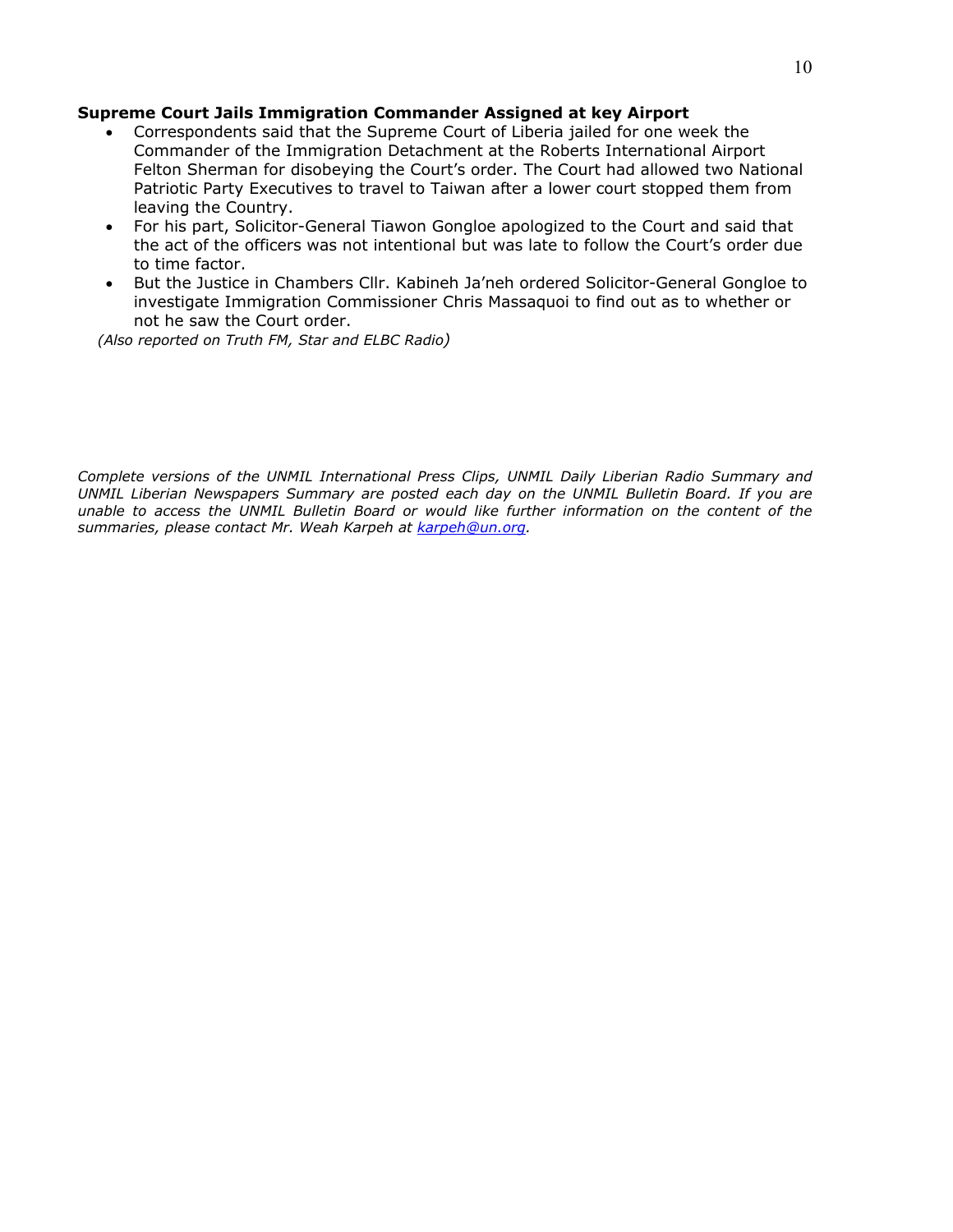**Supreme Court Jails Immigration Commander Assigned at key Airport**

- Correspondents said that the Supreme Court of Liberia jailed for one week the Commander of the Immigration Detachment at the Roberts International Airport Felton Sherman for disobeying the Court's order. The Court had allowed two National Patriotic Party Executives to travel to Taiwan after a lower court stopped them from leaving the Country.
- For his part, Solicitor-General Tiawon Gongloe apologized to the Court and said that the act of the officers was not intentional but was late to follow the Court's order due to time factor.
- But the Justice in Chambers Cllr. Kabineh Ja'neh ordered Solicitor-General Gongloe to investigate Immigration Commissioner Chris Massaquoi to find out as to whether or not he saw the Court order.

*(Also reported on Truth FM, Star and ELBC Radio)*

*Complete versions of the UNMIL International Press Clips, UNMIL Daily Liberian Radio Summary and UNMIL Liberian Newspapers Summary are posted each day on the UNMIL Bulletin Board. If you are unable to access the UNMIL Bulletin Board or would like further information on the content of the summaries, please contact Mr. Weah Karpeh at karpeh@un.org.*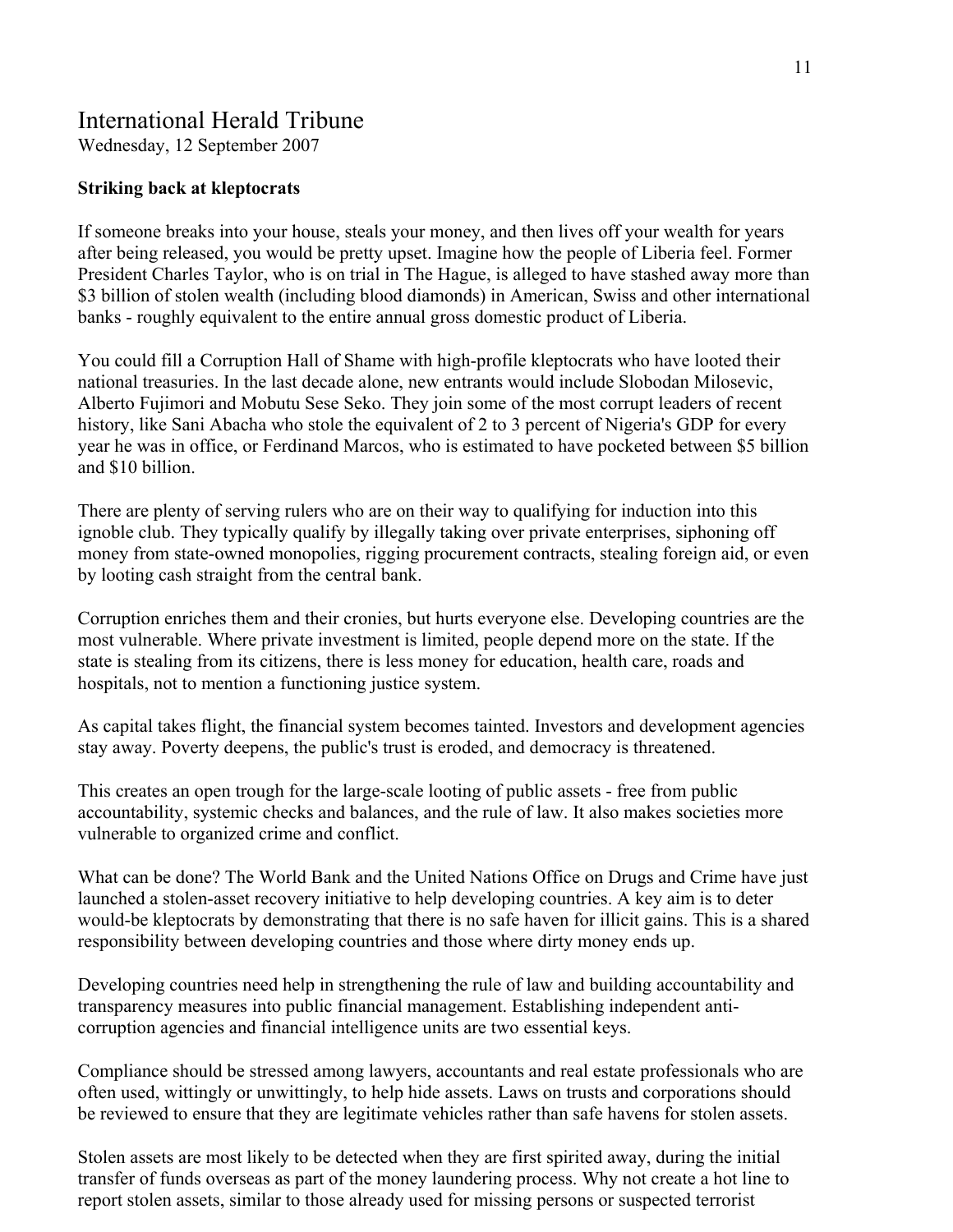# International Herald Tribune

Wednesday, 12 September 2007

**Striking back at kleptocrats**

If someone breaks into your house, steals your money, and then lives off your wealth for years after being released, you would be pretty upset. Imagine how the people of Liberia feel. Former President Charles Taylor, who is on trial in The Hague, is alleged to have stashed away more than $3 billion of stolen wealth (including blood diamonds) in American, Swiss and other international banks - roughly equivalent to the entire annual gross domestic product of Liberia.

You could fill a Corruption Hall of Shame with high-profile kleptocrats who have looted their national treasuries. In the last decade alone, new entrants would include Slobodan Milosevic, Alberto Fujimori and Mobutu Sese Seko. They join some of the most corrupt leaders of recent history, like Sani Abacha who stole the equivalent of 2 to 3 percent of Nigeria's GDP for every year he was in office, or Ferdinand Marcos, who is estimated to have pocketed between $5 billion and $10 billion.

There are plenty of serving rulers who are on their way to qualifying for induction into this ignoble club. They typically qualify by illegally taking over private enterprises, siphoning off money from state-owned monopolies, rigging procurement contracts, stealing foreign aid, or even by looting cash straight from the central bank.

Corruption enriches them and their cronies, but hurts everyone else. Developing countries are the most vulnerable. Where private investment is limited, people depend more on the state. If the state is stealing from its citizens, there is less money for education, health care, roads and hospitals, not to mention a functioning justice system.

As capital takes flight, the financial system becomes tainted. Investors and development agencies stay away. Poverty deepens, the public's trust is eroded, and democracy is threatened.

This creates an open trough for the large-scale looting of public assets - free from public accountability, systemic checks and balances, and the rule of law. It also makes societies more vulnerable to organized crime and conflict.

What can be done? The World Bank and the United Nations Office on Drugs and Crime have just launched a stolen-asset recovery initiative to help developing countries. A key aim is to deter would-be kleptocrats by demonstrating that there is no safe haven for illicit gains. This is a shared responsibility between developing countries and those where dirty money ends up.

Developing countries need help in strengthening the rule of law and building accountability and transparency measures into public financial management. Establishing independent anti-corruption agencies and financial intelligence units are two essential keys.

Compliance should be stressed among lawyers, accountants and real estate professionals who are often used, wittingly or unwittingly, to help hide assets. Laws on trusts and corporations should be reviewed to ensure that they are legitimate vehicles rather than safe havens for stolen assets.

Stolen assets are most likely to be detected when they are first spirited away, during the initial transfer of funds overseas as part of the money laundering process. Why not create a hot line to report stolen assets, similar to those already used for missing persons or suspected terrorist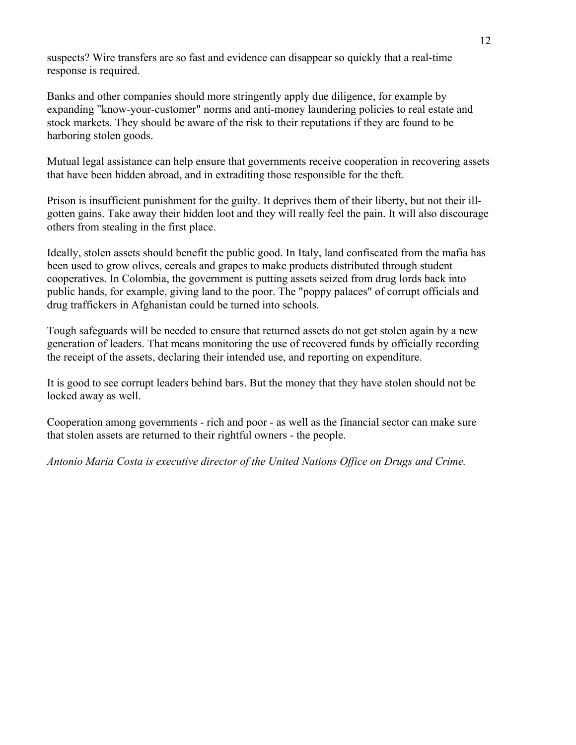suspects? Wire transfers are so fast and evidence can disappear so quickly that a real-time response is required.

Banks and other companies should more stringently apply due diligence, for example by expanding "know-your-customer" norms and anti-money laundering policies to real estate and stock markets. They should be aware of the risk to their reputations if they are found to be harboring stolen goods.

Mutual legal assistance can help ensure that governments receive cooperation in recovering assets that have been hidden abroad, and in extraditing those responsible for the theft.

Prison is insufficient punishment for the guilty. It deprives them of their liberty, but not their ill-gotten gains. Take away their hidden loot and they will really feel the pain. It will also discourage others from stealing in the first place.

Ideally, stolen assets should benefit the public good. In Italy, land confiscated from the mafia has been used to grow olives, cereals and grapes to make products distributed through student cooperatives. In Colombia, the government is putting assets seized from drug lords back into public hands, for example, giving land to the poor. The "poppy palaces" of corrupt officials and drug traffickers in Afghanistan could be turned into schools.

Tough safeguards will be needed to ensure that returned assets do not get stolen again by a new generation of leaders. That means monitoring the use of recovered funds by officially recording the receipt of the assets, declaring their intended use, and reporting on expenditure.

It is good to see corrupt leaders behind bars. But the money that they have stolen should not be locked away as well.

Cooperation among governments - rich and poor - as well as the financial sector can make sure that stolen assets are returned to their rightful owners - the people.

*Antonio Maria Costa is executive director of the United Nations Office on Drugs and Crime.*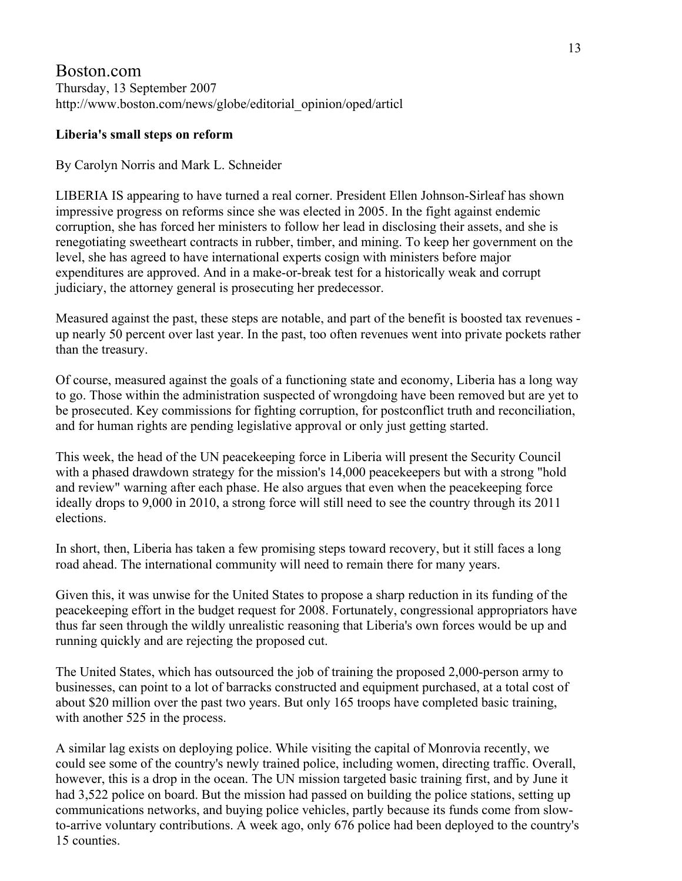Boston.com
Thursday, 13 September 2007
http://www.boston.com/news/globe/editorial_opinion/oped/articl

**Liberia's small steps on reform**

By Carolyn Norris and Mark L. Schneider

LIBERIA IS appearing to have turned a real corner. President Ellen Johnson-Sirleaf has shown impressive progress on reforms since she was elected in 2005. In the fight against endemic corruption, she has forced her ministers to follow her lead in disclosing their assets, and she is renegotiating sweetheart contracts in rubber, timber, and mining. To keep her government on the level, she has agreed to have international experts cosign with ministers before major expenditures are approved. And in a make-or-break test for a historically weak and corrupt judiciary, the attorney general is prosecuting her predecessor.

Measured against the past, these steps are notable, and part of the benefit is boosted tax revenues - up nearly 50 percent over last year. In the past, too often revenues went into private pockets rather than the treasury.

Of course, measured against the goals of a functioning state and economy, Liberia has a long way to go. Those within the administration suspected of wrongdoing have been removed but are yet to be prosecuted. Key commissions for fighting corruption, for postconflict truth and reconciliation, and for human rights are pending legislative approval or only just getting started.

This week, the head of the UN peacekeeping force in Liberia will present the Security Council with a phased drawdown strategy for the mission's 14,000 peacekeepers but with a strong "hold and review" warning after each phase. He also argues that even when the peacekeeping force ideally drops to 9,000 in 2010, a strong force will still need to see the country through its 2011 elections.

In short, then, Liberia has taken a few promising steps toward recovery, but it still faces a long road ahead. The international community will need to remain there for many years.

Given this, it was unwise for the United States to propose a sharp reduction in its funding of the peacekeeping effort in the budget request for 2008. Fortunately, congressional appropriators have thus far seen through the wildly unrealistic reasoning that Liberia's own forces would be up and running quickly and are rejecting the proposed cut.

The United States, which has outsourced the job of training the proposed 2,000-person army to businesses, can point to a lot of barracks constructed and equipment purchased, at a total cost of about $20 million over the past two years. But only 165 troops have completed basic training, with another 525 in the process.

A similar lag exists on deploying police. While visiting the capital of Monrovia recently, we could see some of the country's newly trained police, including women, directing traffic. Overall, however, this is a drop in the ocean. The UN mission targeted basic training first, and by June it had 3,522 police on board. But the mission had passed on building the police stations, setting up communications networks, and buying police vehicles, partly because its funds come from slow-to-arrive voluntary contributions. A week ago, only 676 police had been deployed to the country's 15 counties.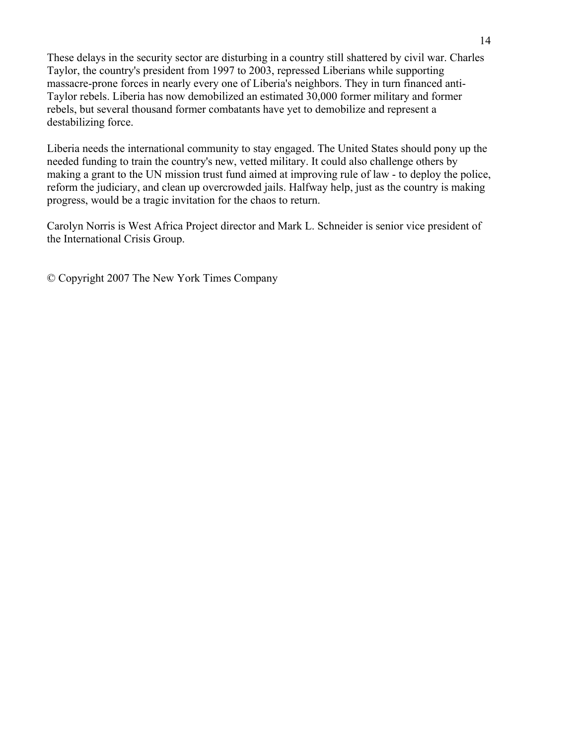These delays in the security sector are disturbing in a country still shattered by civil war. Charles Taylor, the country's president from 1997 to 2003, repressed Liberians while supporting massacre-prone forces in nearly every one of Liberia's neighbors. They in turn financed anti-Taylor rebels. Liberia has now demobilized an estimated 30,000 former military and former rebels, but several thousand former combatants have yet to demobilize and represent a destabilizing force.

Liberia needs the international community to stay engaged. The United States should pony up the needed funding to train the country's new, vetted military. It could also challenge others by making a grant to the UN mission trust fund aimed at improving rule of law - to deploy the police, reform the judiciary, and clean up overcrowded jails. Halfway help, just as the country is making progress, would be a tragic invitation for the chaos to return.

Carolyn Norris is West Africa Project director and Mark L. Schneider is senior vice president of the International Crisis Group.

© Copyright 2007 The New York Times Company